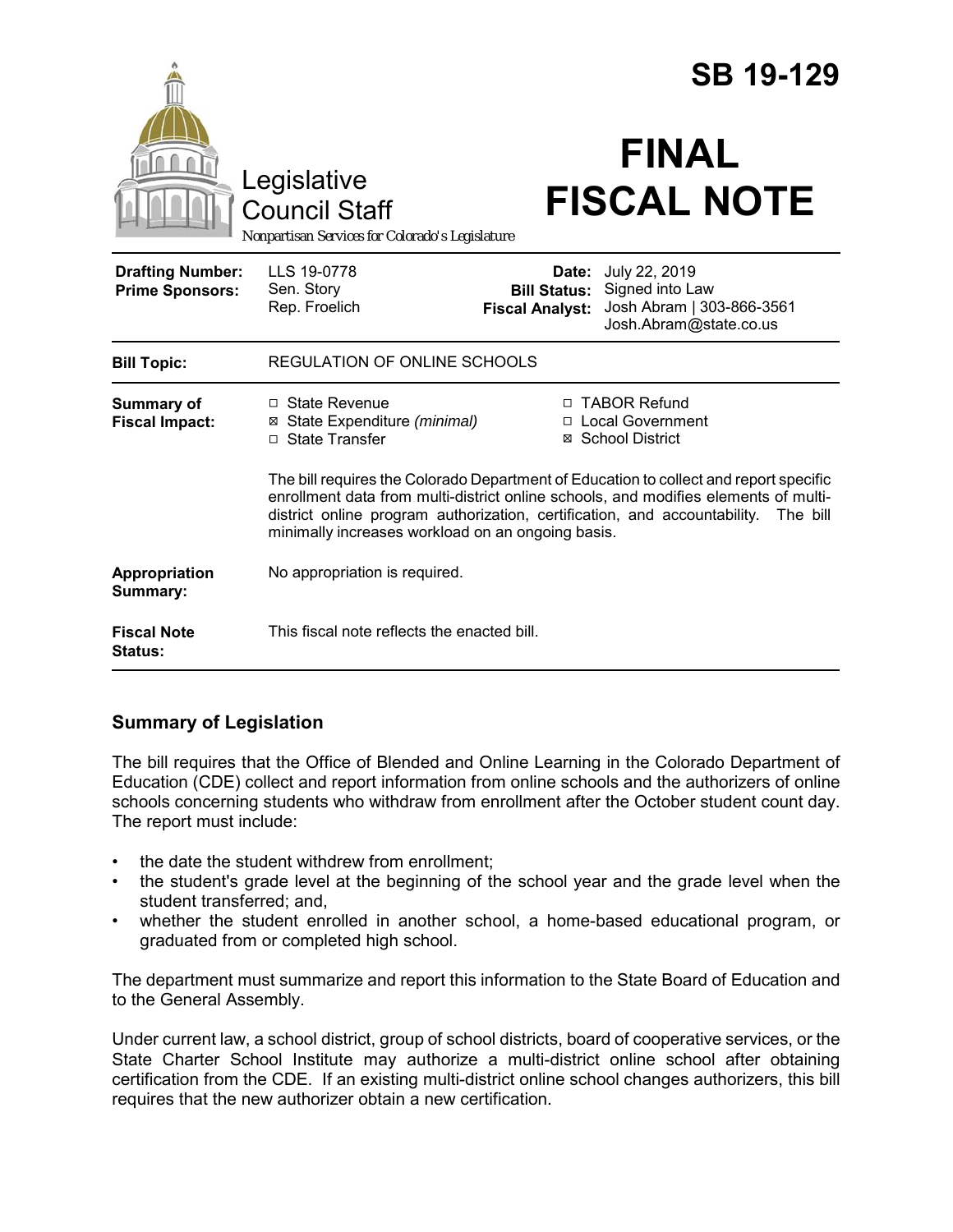# SB 19-129

Legislative Council Staff

*Nonpartisan Services for Colorado's Legislature*

# FINAL FISCAL NOTE

| | | | |
|---|---|---|---|
| **Drafting Number:** | LLS 19-0778 | **Date:** | July 22, 2019 |
| **Prime Sponsors:** | Sen. Story<br>Rep. Froelich | **Bill Status:** | Signed into Law |
| | | **Fiscal Analyst:** | Josh Abram \| 303-866-3561<br>Josh.Abram@state.co.us |

| | |
|---|---|
| **Bill Topic:** | REGULATION OF ONLINE SCHOOLS |
| **Summary of Fiscal Impact:** | ☐ State Revenue<br>☒ State Expenditure *(minimal)*<br>☐ State Transfer<br>☐ TABOR Refund<br>☐ Local Government<br>☒ School District<br><br>The bill requires the Colorado Department of Education to collect and report specific enrollment data from multi-district online schools, and modifies elements of multi-district online program authorization, certification, and accountability. The bill minimally increases workload on an ongoing basis. |
| **Appropriation Summary:** | No appropriation is required. |
| **Fiscal Note Status:** | This fiscal note reflects the enacted bill. |

## Summary of Legislation

The bill requires that the Office of Blended and Online Learning in the Colorado Department of Education (CDE) collect and report information from online schools and the authorizers of online schools concerning students who withdraw from enrollment after the October student count day. The report must include:

- the date the student withdrew from enrollment;
- the student's grade level at the beginning of the school year and the grade level when the student transferred; and,
- whether the student enrolled in another school, a home-based educational program, or graduated from or completed high school.

The department must summarize and report this information to the State Board of Education and to the General Assembly.

Under current law, a school district, group of school districts, board of cooperative services, or the State Charter School Institute may authorize a multi-district online school after obtaining certification from the CDE. If an existing multi-district online school changes authorizers, this bill requires that the new authorizer obtain a new certification.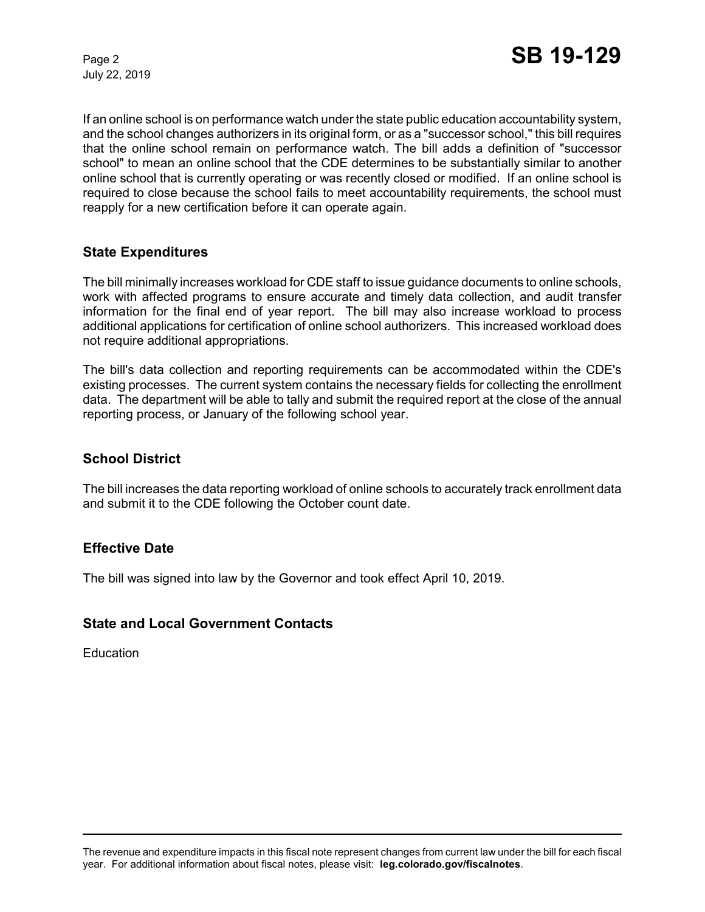If an online school is on performance watch under the state public education accountability system, and the school changes authorizers in its original form, or as a "successor school," this bill requires that the online school remain on performance watch. The bill adds a definition of "successor school" to mean an online school that the CDE determines to be substantially similar to another online school that is currently operating or was recently closed or modified. If an online school is required to close because the school fails to meet accountability requirements, the school must reapply for a new certification before it can operate again.

## State Expenditures

The bill minimally increases workload for CDE staff to issue guidance documents to online schools, work with affected programs to ensure accurate and timely data collection, and audit transfer information for the final end of year report. The bill may also increase workload to process additional applications for certification of online school authorizers. This increased workload does not require additional appropriations.

The bill's data collection and reporting requirements can be accommodated within the CDE's existing processes. The current system contains the necessary fields for collecting the enrollment data. The department will be able to tally and submit the required report at the close of the annual reporting process, or January of the following school year.

## School District

The bill increases the data reporting workload of online schools to accurately track enrollment data and submit it to the CDE following the October count date.

## Effective Date

The bill was signed into law by the Governor and took effect April 10, 2019.

## State and Local Government Contacts

Education

The revenue and expenditure impacts in this fiscal note represent changes from current law under the bill for each fiscal year. For additional information about fiscal notes, please visit: **leg.colorado.gov/fiscalnotes**.